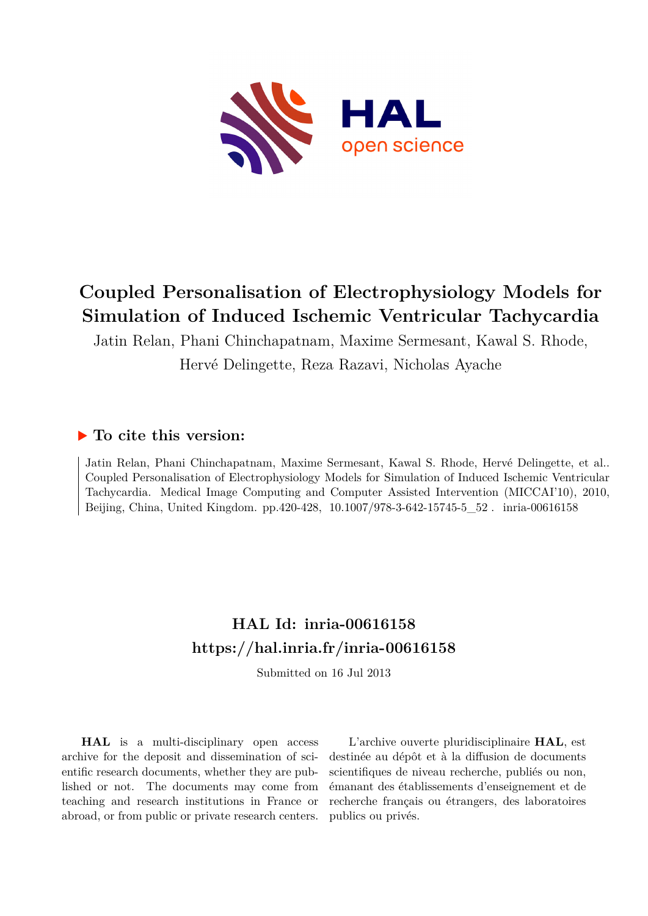# Coupled Personalisation of Electrophysiology Models for Simulation of Induced Ischemic Ventricular Tachycardia

Jatin Relan, Phani Chinchapatnam, Maxime Sermesant, Kawal S. Rhode, Hervé Delingette, Reza Razavi, Nicholas Ayache

## ▶ To cite this version:

Jatin Relan, Phani Chinchapatnam, Maxime Sermesant, Kawal S. Rhode, Hervé Delingette, et al.. Coupled Personalisation of Electrophysiology Models for Simulation of Induced Ischemic Ventricular Tachycardia. Medical Image Computing and Computer Assisted Intervention (MICCAI'10), 2010, Beijing, China, United Kingdom. pp.420-428, 10.1007/978-3-642-15745-5_52 . inria-00616158

## HAL Id: inria-00616158
## https://hal.inria.fr/inria-00616158

Submitted on 16 Jul 2013

**HAL** is a multi-disciplinary open access archive for the deposit and dissemination of scientific research documents, whether they are published or not. The documents may come from teaching and research institutions in France or abroad, or from public or private research centers.

L'archive ouverte pluridisciplinaire **HAL**, est destinée au dépôt et à la diffusion de documents scientifiques de niveau recherche, publiés ou non, émanant des établissements d'enseignement et de recherche français ou étrangers, des laboratoires publics ou privés.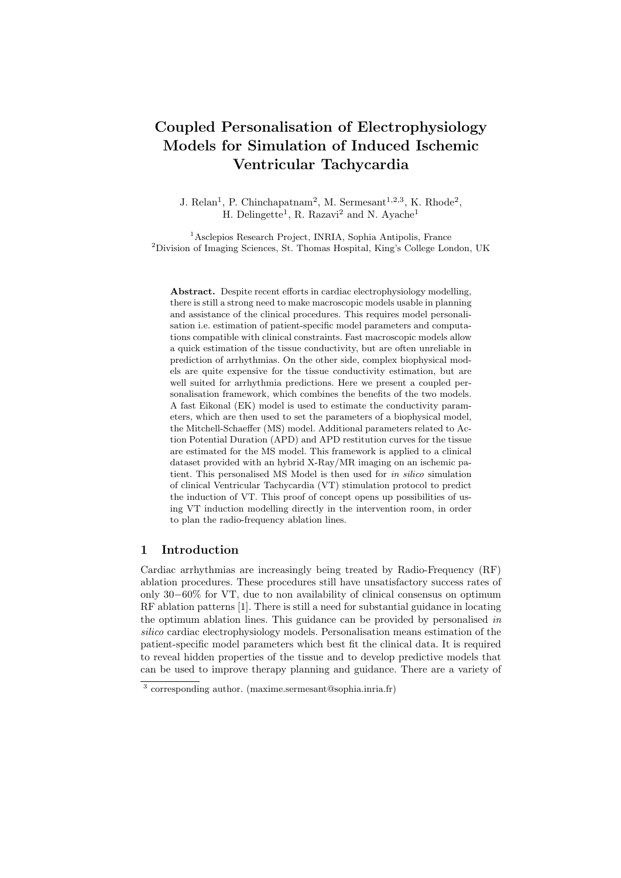# Coupled Personalisation of Electrophysiology Models for Simulation of Induced Ischemic Ventricular Tachycardia

J. Relan[1], P. Chinchapatnam[2], M. Sermesant[1,2,3], K. Rhode[2], H. Delingette[1], R. Razavi[2] and N. Ayache[1]

[1]Asclepios Research Project, INRIA, Sophia Antipolis, France
[2]Division of Imaging Sciences, St. Thomas Hospital, King's College London, UK

**Abstract.** Despite recent efforts in cardiac electrophysiology modelling, there is still a strong need to make macroscopic models usable in planning and assistance of the clinical procedures. This requires model personalisation i.e. estimation of patient-specific model parameters and computations compatible with clinical constraints. Fast macroscopic models allow a quick estimation of the tissue conductivity, but are often unreliable in prediction of arrhythmias. On the other side, complex biophysical models are quite expensive for the tissue conductivity estimation, but are well suited for arrhythmia predictions. Here we present a coupled personalisation framework, which combines the benefits of the two models. A fast Eikonal (EK) model is used to estimate the conductivity parameters, which are then used to set the parameters of a biophysical model, the Mitchell-Schaeffer (MS) model. Additional parameters related to Action Potential Duration (APD) and APD restitution curves for the tissue are estimated for the MS model. This framework is applied to a clinical dataset provided with an hybrid X-Ray/MR imaging on an ischemic patient. This personalised MS Model is then used for *in silico* simulation of clinical Ventricular Tachycardia (VT) stimulation protocol to predict the induction of VT. This proof of concept opens up possibilities of using VT induction modelling directly in the intervention room, in order to plan the radio-frequency ablation lines.

## 1 Introduction

Cardiac arrhythmias are increasingly being treated by Radio-Frequency (RF) ablation procedures. These procedures still have unsatisfactory success rates of only 30−60% for VT, due to non availability of clinical consensus on optimum RF ablation patterns [1]. There is still a need for substantial guidance in locating the optimum ablation lines. This guidance can be provided by personalised *in silico* cardiac electrophysiology models. Personalisation means estimation of the patient-specific model parameters which best fit the clinical data. It is required to reveal hidden properties of the tissue and to develop predictive models that can be used to improve therapy planning and guidance. There are a variety of

[3] corresponding author. (maxime.sermesant@sophia.inria.fr)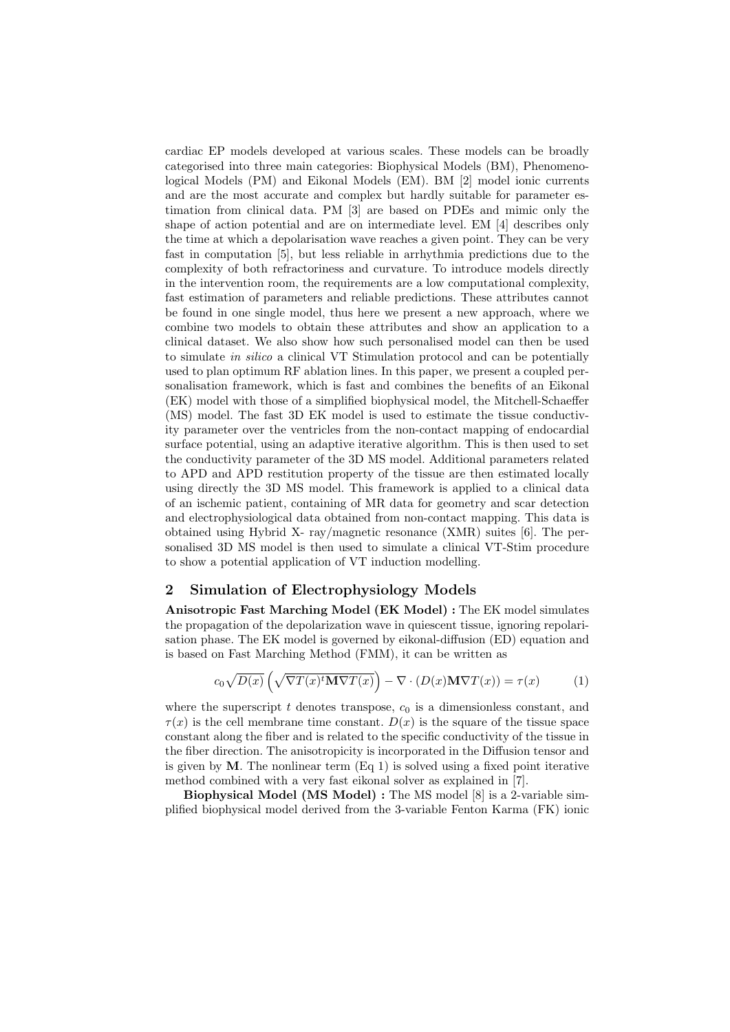cardiac EP models developed at various scales. These models can be broadly categorised into three main categories: Biophysical Models (BM), Phenomenological Models (PM) and Eikonal Models (EM). BM [2] model ionic currents and are the most accurate and complex but hardly suitable for parameter estimation from clinical data. PM [3] are based on PDEs and mimic only the shape of action potential and are on intermediate level. EM [4] describes only the time at which a depolarisation wave reaches a given point. They can be very fast in computation [5], but less reliable in arrhythmia predictions due to the complexity of both refractoriness and curvature. To introduce models directly in the intervention room, the requirements are a low computational complexity, fast estimation of parameters and reliable predictions. These attributes cannot be found in one single model, thus here we present a new approach, where we combine two models to obtain these attributes and show an application to a clinical dataset. We also show how such personalised model can then be used to simulate *in silico* a clinical VT Stimulation protocol and can be potentially used to plan optimum RF ablation lines. In this paper, we present a coupled personalisation framework, which is fast and combines the benefits of an Eikonal (EK) model with those of a simplified biophysical model, the Mitchell-Schaeffer (MS) model. The fast 3D EK model is used to estimate the tissue conductivity parameter over the ventricles from the non-contact mapping of endocardial surface potential, using an adaptive iterative algorithm. This is then used to set the conductivity parameter of the 3D MS model. Additional parameters related to APD and APD restitution property of the tissue are then estimated locally using directly the 3D MS model. This framework is applied to a clinical data of an ischemic patient, containing of MR data for geometry and scar detection and electrophysiological data obtained from non-contact mapping. This data is obtained using Hybrid X- ray/magnetic resonance (XMR) suites [6]. The personalised 3D MS model is then used to simulate a clinical VT-Stim procedure to show a potential application of VT induction modelling.

## 2 Simulation of Electrophysiology Models

**Anisotropic Fast Marching Model (EK Model) :** The EK model simulates the propagation of the depolarization wave in quiescent tissue, ignoring repolarisation phase. The EK model is governed by eikonal-diffusion (ED) equation and is based on Fast Marching Method (FMM), it can be written as

$$c_0\sqrt{D(x)}\left(\sqrt{\nabla T(x)^t \mathbf{M} \nabla T(x)}\right) - \nabla \cdot (D(x)\mathbf{M}\nabla T(x)) = \tau(x) \qquad (1)$$

where the superscript $t$ denotes transpose, $c_0$ is a dimensionless constant, and $\tau(x)$ is the cell membrane time constant. $D(x)$ is the square of the tissue space constant along the fiber and is related to the specific conductivity of the tissue in the fiber direction. The anisotropicity is incorporated in the Diffusion tensor and is given by $\mathbf{M}$. The nonlinear term (Eq 1) is solved using a fixed point iterative method combined with a very fast eikonal solver as explained in [7].

**Biophysical Model (MS Model) :** The MS model [8] is a 2-variable simplified biophysical model derived from the 3-variable Fenton Karma (FK) ionic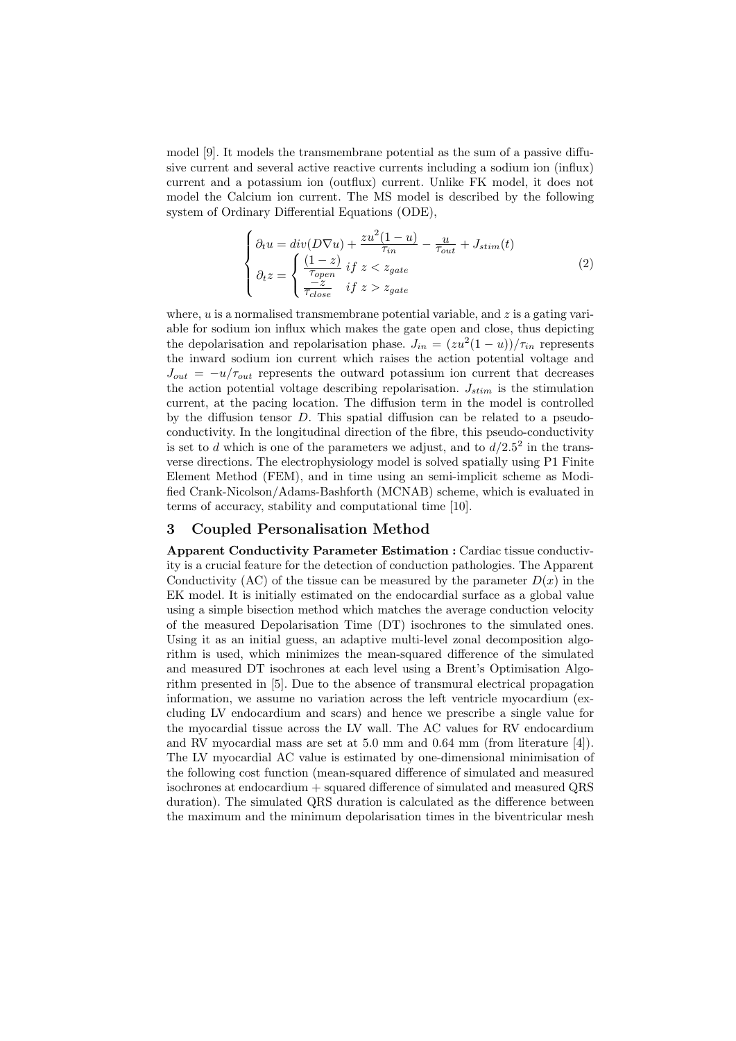model [9]. It models the transmembrane potential as the sum of a passive diffusive current and several active reactive currents including a sodium ion (influx) current and a potassium ion (outflux) current. Unlike FK model, it does not model the Calcium ion current. The MS model is described by the following system of Ordinary Differential Equations (ODE),

$$
\begin{cases}
\partial_t u = div(D\nabla u) + \dfrac{zu^2(1-u)}{\tau_{in}} - \dfrac{u}{\tau_{out}} + J_{stim}(t) \\
\partial_t z = \begin{cases} \dfrac{(1-z)}{\tau_{open}} \; if \; z < z_{gate} \\ \dfrac{-z}{\tau_{close}} \quad if \; z > z_{gate} \end{cases}
\end{cases}
\tag{2}
$$

where, $u$ is a normalised transmembrane potential variable, and $z$ is a gating variable for sodium ion influx which makes the gate open and close, thus depicting the depolarisation and repolarisation phase. $J_{in} = (zu^2(1-u))/\tau_{in}$ represents the inward sodium ion current which raises the action potential voltage and $J_{out} = -u/\tau_{out}$ represents the outward potassium ion current that decreases the action potential voltage describing repolarisation. $J_{stim}$ is the stimulation current, at the pacing location. The diffusion term in the model is controlled by the diffusion tensor $D$. This spatial diffusion can be related to a pseudo-conductivity. In the longitudinal direction of the fibre, this pseudo-conductivity is set to $d$ which is one of the parameters we adjust, and to $d/2.5^2$ in the transverse directions. The electrophysiology model is solved spatially using P1 Finite Element Method (FEM), and in time using an semi-implicit scheme as Modified Crank-Nicolson/Adams-Bashforth (MCNAB) scheme, which is evaluated in terms of accuracy, stability and computational time [10].

## 3 Coupled Personalisation Method

**Apparent Conductivity Parameter Estimation :** Cardiac tissue conductivity is a crucial feature for the detection of conduction pathologies. The Apparent Conductivity (AC) of the tissue can be measured by the parameter $D(x)$ in the EK model. It is initially estimated on the endocardial surface as a global value using a simple bisection method which matches the average conduction velocity of the measured Depolarisation Time (DT) isochrones to the simulated ones. Using it as an initial guess, an adaptive multi-level zonal decomposition algorithm is used, which minimizes the mean-squared difference of the simulated and measured DT isochrones at each level using a Brent's Optimisation Algorithm presented in [5]. Due to the absence of transmural electrical propagation information, we assume no variation across the left ventricle myocardium (excluding LV endocardium and scars) and hence we prescribe a single value for the myocardial tissue across the LV wall. The AC values for RV endocardium and RV myocardial mass are set at 5.0 mm and 0.64 mm (from literature [4]). The LV myocardial AC value is estimated by one-dimensional minimisation of the following cost function (mean-squared difference of simulated and measured isochrones at endocardium + squared difference of simulated and measured QRS duration). The simulated QRS duration is calculated as the difference between the maximum and the minimum depolarisation times in the biventricular mesh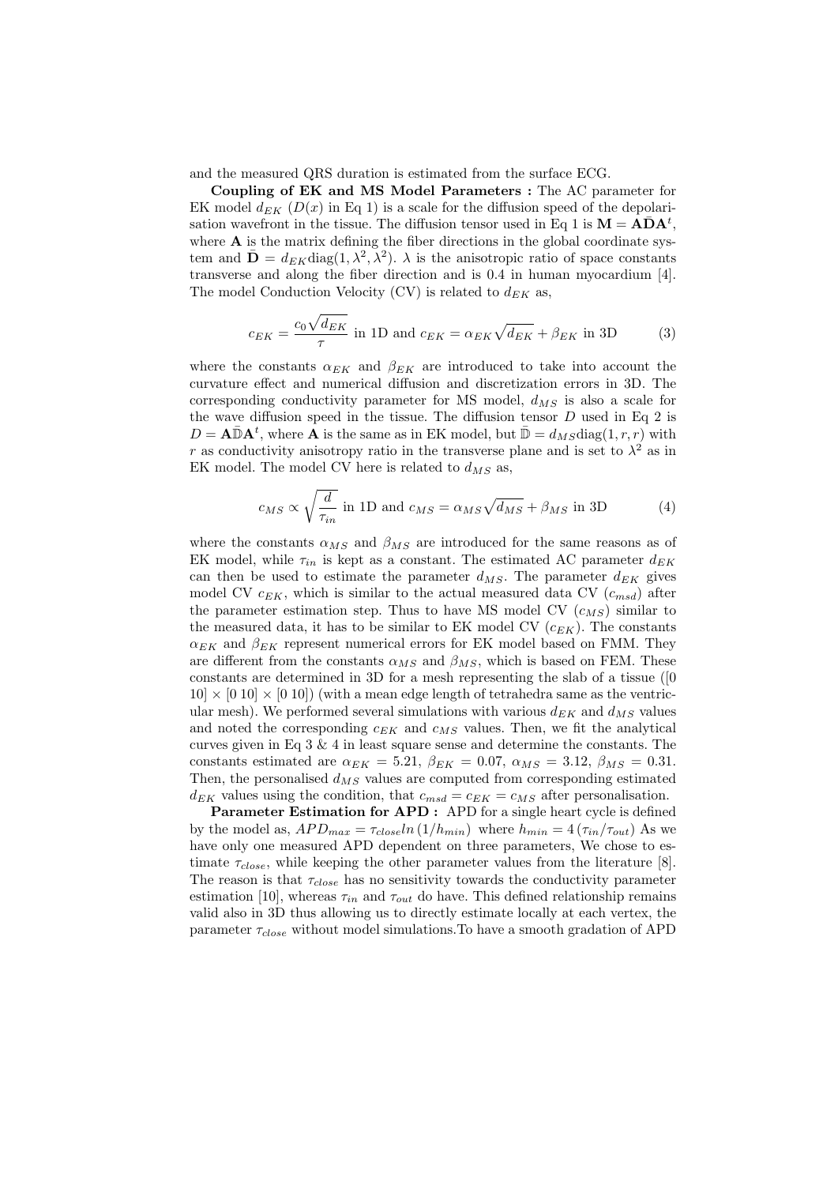and the measured QRS duration is estimated from the surface ECG.

**Coupling of EK and MS Model Parameters :** The AC parameter for EK model $d_{EK}$ ($D(x)$ in Eq 1) is a scale for the diffusion speed of the depolarisation wavefront in the tissue. The diffusion tensor used in Eq 1 is $\mathbf{M} = \mathbf{A}\bar{\mathbf{D}}\mathbf{A}^t$, where $\mathbf{A}$ is the matrix defining the fiber directions in the global coordinate system and $\bar{\mathbf{D}} = d_{EK}\text{diag}(1, \lambda^2, \lambda^2)$. $\lambda$ is the anisotropic ratio of space constants transverse and along the fiber direction and is 0.4 in human myocardium [4]. The model Conduction Velocity (CV) is related to $d_{EK}$ as,

$$c_{EK} = \frac{c_0\sqrt{d_{EK}}}{\tau} \text{ in 1D and } c_{EK} = \alpha_{EK}\sqrt{d_{EK}} + \beta_{EK} \text{ in 3D} \qquad (3)$$

where the constants $\alpha_{EK}$ and $\beta_{EK}$ are introduced to take into account the curvature effect and numerical diffusion and discretization errors in 3D. The corresponding conductivity parameter for MS model, $d_{MS}$ is also a scale for the wave diffusion speed in the tissue. The diffusion tensor $D$ used in Eq 2 is $D = \mathbf{A}\bar{\mathbb{D}}\mathbf{A}^t$, where $\mathbf{A}$ is the same as in EK model, but $\bar{\mathbb{D}} = d_{MS}\text{diag}(1, r, r)$ with $r$ as conductivity anisotropy ratio in the transverse plane and is set to $\lambda^2$ as in EK model. The model CV here is related to $d_{MS}$ as,

$$c_{MS} \propto \sqrt{\frac{d}{\tau_{in}}} \text{ in 1D and } c_{MS} = \alpha_{MS}\sqrt{d_{MS}} + \beta_{MS} \text{ in 3D} \qquad (4)$$

where the constants $\alpha_{MS}$ and $\beta_{MS}$ are introduced for the same reasons as of EK model, while $\tau_{in}$ is kept as a constant. The estimated AC parameter $d_{EK}$ can then be used to estimate the parameter $d_{MS}$. The parameter $d_{EK}$ gives model CV $c_{EK}$, which is similar to the actual measured data CV ($c_{msd}$) after the parameter estimation step. Thus to have MS model CV ($c_{MS}$) similar to the measured data, it has to be similar to EK model CV ($c_{EK}$). The constants $\alpha_{EK}$ and $\beta_{EK}$ represent numerical errors for EK model based on FMM. They are different from the constants $\alpha_{MS}$ and $\beta_{MS}$, which is based on FEM. These constants are determined in 3D for a mesh representing the slab of a tissue ([0 10] × [0 10] × [0 10]) (with a mean edge length of tetrahedra same as the ventricular mesh). We performed several simulations with various $d_{EK}$ and $d_{MS}$ values and noted the corresponding $c_{EK}$ and $c_{MS}$ values. Then, we fit the analytical curves given in Eq 3 & 4 in least square sense and determine the constants. The constants estimated are $\alpha_{EK} = 5.21$, $\beta_{EK} = 0.07$, $\alpha_{MS} = 3.12$, $\beta_{MS} = 0.31$. Then, the personalised $d_{MS}$ values are computed from corresponding estimated $d_{EK}$ values using the condition, that $c_{msd} = c_{EK} = c_{MS}$ after personalisation.

**Parameter Estimation for APD :** APD for a single heart cycle is defined by the model as, $APD_{max} = \tau_{close}ln\left(1/h_{min}\right)$ where $h_{min} = 4\left(\tau_{in}/\tau_{out}\right)$ As we have only one measured APD dependent on three parameters, We chose to estimate $\tau_{close}$, while keeping the other parameter values from the literature [8]. The reason is that $\tau_{close}$ has no sensitivity towards the conductivity parameter estimation [10], whereas $\tau_{in}$ and $\tau_{out}$ do have. This defined relationship remains valid also in 3D thus allowing us to directly estimate locally at each vertex, the parameter $\tau_{close}$ without model simulations.To have a smooth gradation of APD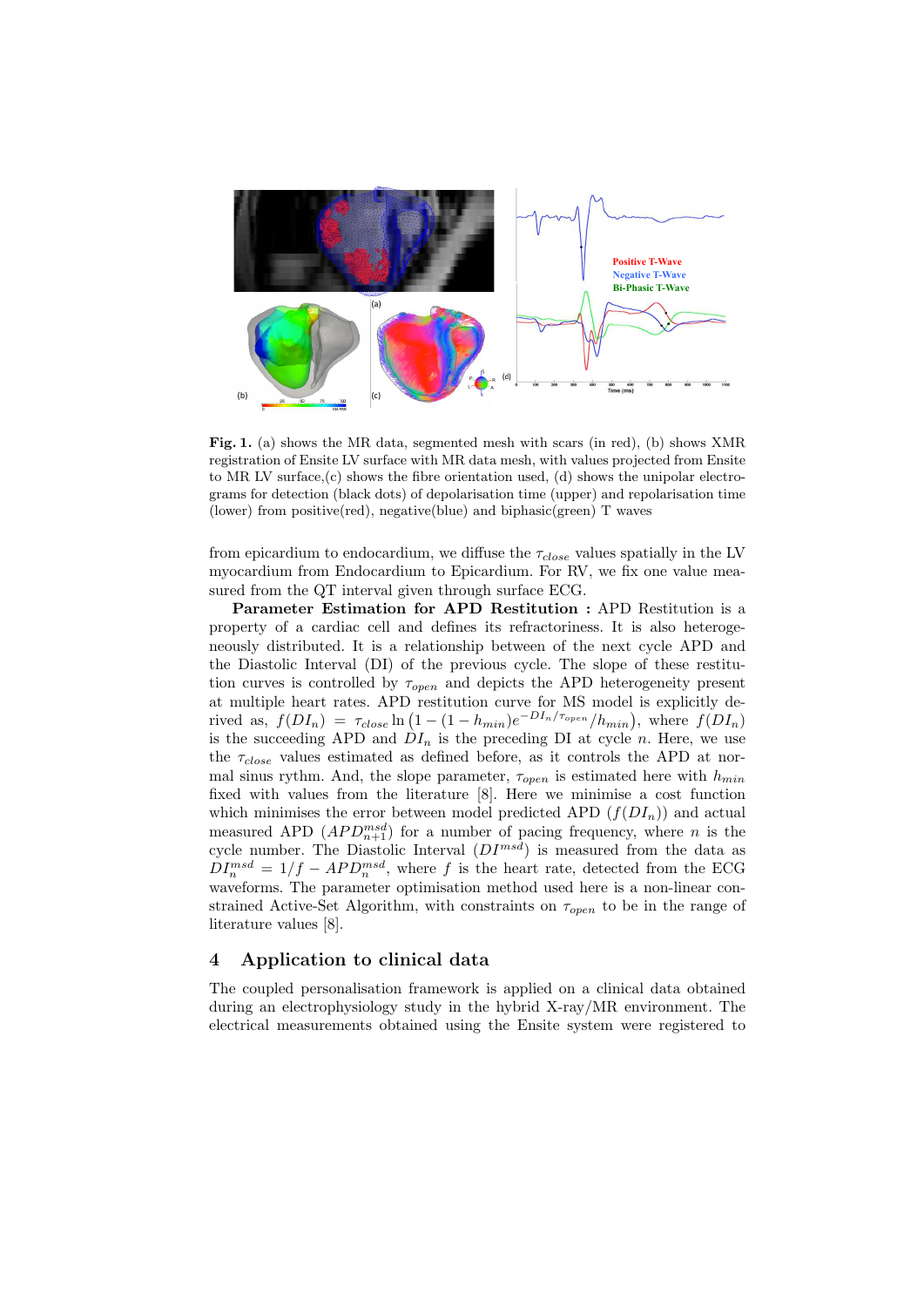**Fig. 1.** (a) shows the MR data, segmented mesh with scars (in red), (b) shows XMR registration of Ensite LV surface with MR data mesh, with values projected from Ensite to MR LV surface,(c) shows the fibre orientation used, (d) shows the unipolar electrograms for detection (black dots) of depolarisation time (upper) and repolarisation time (lower) from positive(red), negative(blue) and biphasic(green) T waves

from epicardium to endocardium, we diffuse the $\tau_{close}$ values spatially in the LV myocardium from Endocardium to Epicardium. For RV, we fix one value measured from the QT interval given through surface ECG.

**Parameter Estimation for APD Restitution :** APD Restitution is a property of a cardiac cell and defines its refractoriness. It is also heterogeneously distributed. It is a relationship between of the next cycle APD and the Diastolic Interval (DI) of the previous cycle. The slope of these restitution curves is controlled by $\tau_{open}$ and depicts the APD heterogeneity present at multiple heart rates. APD restitution curve for MS model is explicitly derived as, $f(DI_n) = \tau_{close} \ln\left(1 - (1 - h_{min})e^{-DI_n/\tau_{open}}/h_{min}\right)$, where $f(DI_n)$ is the succeeding APD and $DI_n$ is the preceding DI at cycle $n$. Here, we use the $\tau_{close}$ values estimated as defined before, as it controls the APD at normal sinus rythm. And, the slope parameter, $\tau_{open}$ is estimated here with $h_{min}$ fixed with values from the literature [8]. Here we minimise a cost function which minimises the error between model predicted APD ($f(DI_n)$) and actual measured APD ($APD^{msd}_{n+1}$) for a number of pacing frequency, where $n$ is the cycle number. The Diastolic Interval ($DI^{msd}$) is measured from the data as $DI^{msd}_n = 1/f - APD^{msd}_n$, where $f$ is the heart rate, detected from the ECG waveforms. The parameter optimisation method used here is a non-linear constrained Active-Set Algorithm, with constraints on $\tau_{open}$ to be in the range of literature values [8].

## 4 Application to clinical data

The coupled personalisation framework is applied on a clinical data obtained during an electrophysiology study in the hybrid X-ray/MR environment. The electrical measurements obtained using the Ensite system were registered to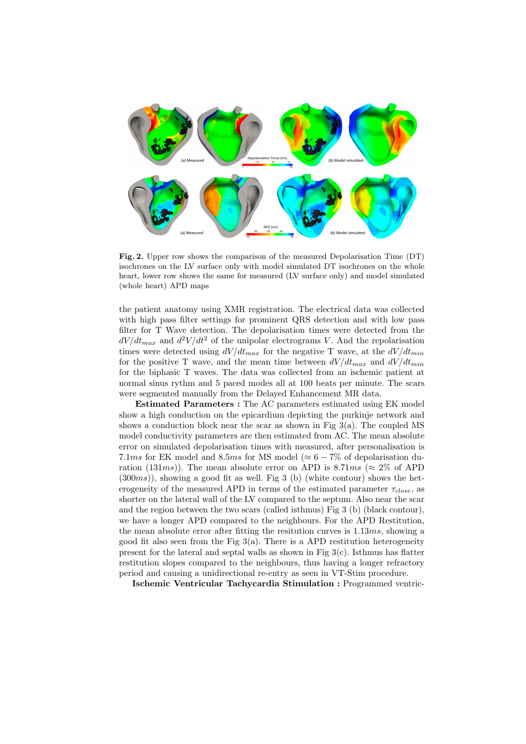**Fig. 2.** Upper row shows the comparison of the measured Depolarisation Time (DT) isochrones on the LV surface only with model simulated DT isochrones on the whole heart, lower row shows the same for measured (LV surface only) and model simulated (whole heart) APD maps

the patient anatomy using XMR registration. The electrical data was collected with high pass filter settings for prominent QRS detection and with low pass filter for T Wave detection. The depolarisation times were detected from the $dV/dt_{max}$ and $d^2V/dt^2$ of the unipolar electrograms $V$. And the repolarisation times were detected using $dV/dt_{max}$ for the negative T wave, at the $dV/dt_{min}$ for the positive T wave, and the mean time between $dV/dt_{max}$ and $dV/dt_{min}$ for the biphasic T waves. The data was collected from an ischemic patient at normal sinus rythm and 5 paced modes all at 100 beats per minute. The scars were segmented manually from the Delayed Enhancement MR data.

**Estimated Parameters :** The AC parameters estimated using EK model show a high conduction on the epicardium depicting the purkinje network and shows a conduction block near the scar as shown in Fig 3(a). The coupled MS model conductivity parameters are then estimated from AC. The mean absolute error on simulated depolarisation times with measured, after personalisation is $7.1ms$ for EK model and $8.5ms$ for MS model ($\approx 6-7\%$ of depolarisation duration ($131ms$)). The mean absolute error on APD is $8.71ms$ ($\approx 2\%$ of APD ($300ms$)), showing a good fit as well. Fig 3 (b) (white contour) shows the heterogeneity of the measured APD in terms of the estimated parameter $\tau_{close}$, as shorter on the lateral wall of the LV compared to the septum. Also near the scar and the region between the two scars (called isthmus) Fig 3 (b) (black contour), we have a longer APD compared to the neighbours. For the APD Restitution, the mean absolute error after fitting the resitution curves is $1.13ms$, showing a good fit also seen from the Fig 3(a). There is a APD restitution heterogeneity present for the lateral and septal walls as shown in Fig 3(c). Isthmus has flatter restitution slopes compared to the neighbours, thus having a longer refractory period and causing a unidirectional re-entry as seen in VT-Stim procedure.

**Ischemic Ventricular Tachycardia Stimulation :** Programmed ventric-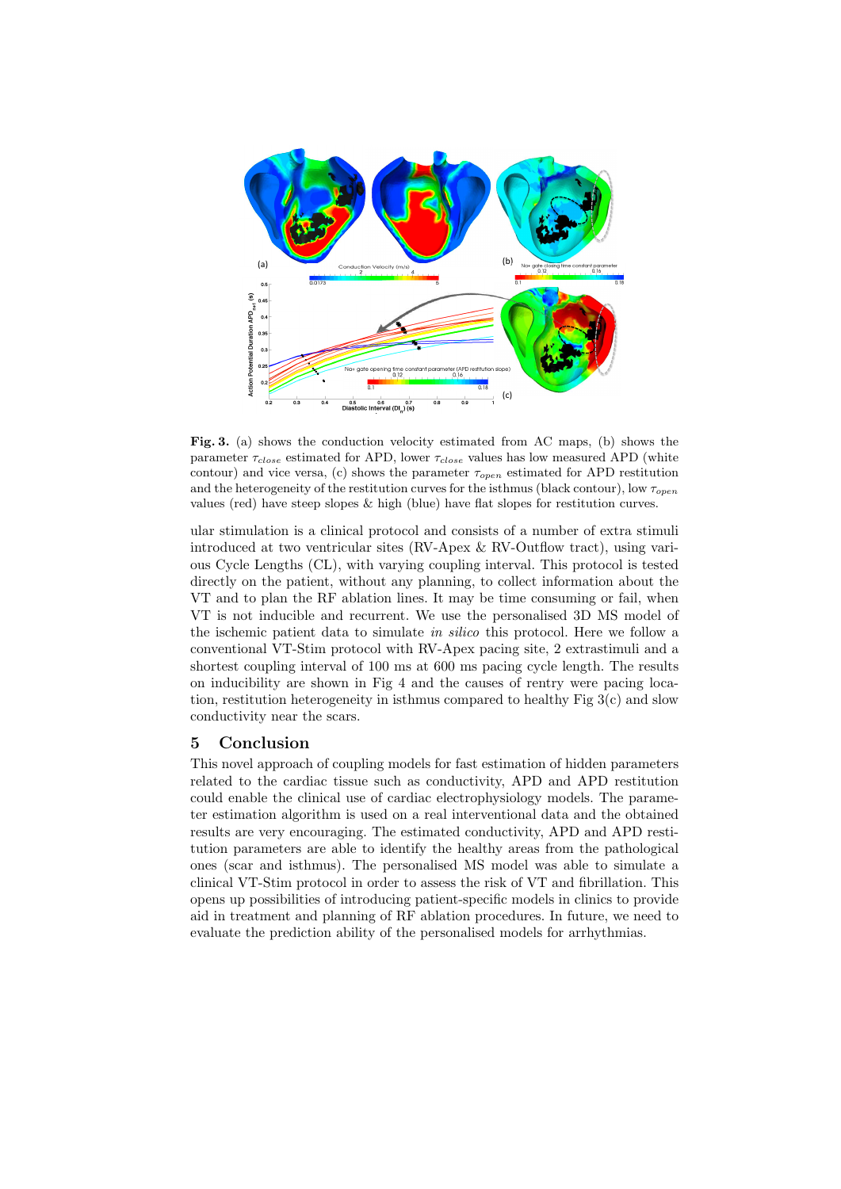**Fig. 3.** (a) shows the conduction velocity estimated from AC maps, (b) shows the parameter $\tau_{close}$ estimated for APD, lower $\tau_{close}$ values has low measured APD (white contour) and vice versa, (c) shows the parameter $\tau_{open}$ estimated for APD restitution and the heterogeneity of the restitution curves for the isthmus (black contour), low $\tau_{open}$ values (red) have steep slopes & high (blue) have flat slopes for restitution curves.

ular stimulation is a clinical protocol and consists of a number of extra stimuli introduced at two ventricular sites (RV-Apex & RV-Outflow tract), using various Cycle Lengths (CL), with varying coupling interval. This protocol is tested directly on the patient, without any planning, to collect information about the VT and to plan the RF ablation lines. It may be time consuming or fail, when VT is not inducible and recurrent. We use the personalised 3D MS model of the ischemic patient data to simulate *in silico* this protocol. Here we follow a conventional VT-Stim protocol with RV-Apex pacing site, 2 extrastimuli and a shortest coupling interval of 100 ms at 600 ms pacing cycle length. The results on inducibility are shown in Fig 4 and the causes of rentry were pacing location, restitution heterogeneity in isthmus compared to healthy Fig 3(c) and slow conductivity near the scars.

## 5 Conclusion

This novel approach of coupling models for fast estimation of hidden parameters related to the cardiac tissue such as conductivity, APD and APD restitution could enable the clinical use of cardiac electrophysiology models. The parameter estimation algorithm is used on a real interventional data and the obtained results are very encouraging. The estimated conductivity, APD and APD restitution parameters are able to identify the healthy areas from the pathological ones (scar and isthmus). The personalised MS model was able to simulate a clinical VT-Stim protocol in order to assess the risk of VT and fibrillation. This opens up possibilities of introducing patient-specific models in clinics to provide aid in treatment and planning of RF ablation procedures. In future, we need to evaluate the prediction ability of the personalised models for arrhythmias.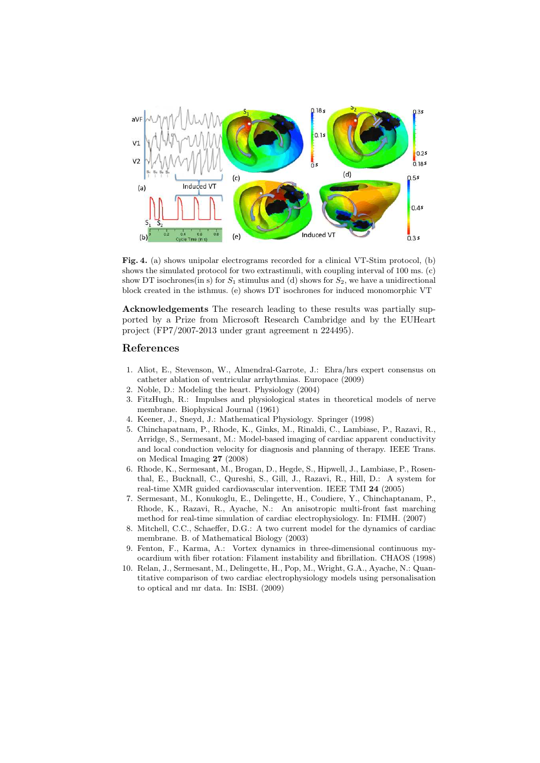aVF

V1

V2

(a)

Induced VT

$S_1$ $S_2$

(b)

0 0.2 0.4 0.6 0.8

Cycle Time (in s)

$S_1$

0.18 s

0.1 s

0 s

(c)

$S_2$

0.3 s

0.2 s

0.18 s

(d)

0.5 s

0.4 s

0.3 s

(e)

Induced VT

**Fig. 4.** (a) shows unipolar electrograms recorded for a clinical VT-Stim protocol, (b) shows the simulated protocol for two extrastimuli, with coupling interval of 100 ms. (c) show DT isochrones(in s) for $S_1$ stimulus and (d) shows for $S_2$, we have a unidirectional block created in the isthmus. (e) shows DT isochrones for induced monomorphic VT

**Acknowledgements** The research leading to these results was partially supported by a Prize from Microsoft Research Cambridge and by the EUHeart project (FP7/2007-2013 under grant agreement n 224495).

## References

1. Aliot, E., Stevenson, W., Almendral-Garrote, J.: Ehra/hrs expert consensus on catheter ablation of ventricular arrhythmias. Europace (2009)
2. Noble, D.: Modeling the heart. Physiology (2004)
3. FitzHugh, R.: Impulses and physiological states in theoretical models of nerve membrane. Biophysical Journal (1961)
4. Keener, J., Sneyd, J.: Mathematical Physiology. Springer (1998)
5. Chinchapatnam, P., Rhode, K., Ginks, M., Rinaldi, C., Lambiase, P., Razavi, R., Arridge, S., Sermesant, M.: Model-based imaging of cardiac apparent conductivity and local conduction velocity for diagnosis and planning of therapy. IEEE Trans. on Medical Imaging **27** (2008)
6. Rhode, K., Sermesant, M., Brogan, D., Hegde, S., Hipwell, J., Lambiase, P., Rosenthal, E., Bucknall, C., Qureshi, S., Gill, J., Razavi, R., Hill, D.: A system for real-time XMR guided cardiovascular intervention. IEEE TMI **24** (2005)
7. Sermesant, M., Konukoglu, E., Delingette, H., Coudiere, Y., Chinchaptanam, P., Rhode, K., Razavi, R., Ayache, N.: An anisotropic multi-front fast marching method for real-time simulation of cardiac electrophysiology. In: FIMH. (2007)
8. Mitchell, C.C., Schaeffer, D.G.: A two current model for the dynamics of cardiac membrane. B. of Mathematical Biology (2003)
9. Fenton, F., Karma, A.: Vortex dynamics in three-dimensional continuous myocardium with fiber rotation: Filament instability and fibrillation. CHAOS (1998)
10. Relan, J., Sermesant, M., Delingette, H., Pop, M., Wright, G.A., Ayache, N.: Quantitative comparison of two cardiac electrophysiology models using personalisation to optical and mr data. In: ISBI. (2009)